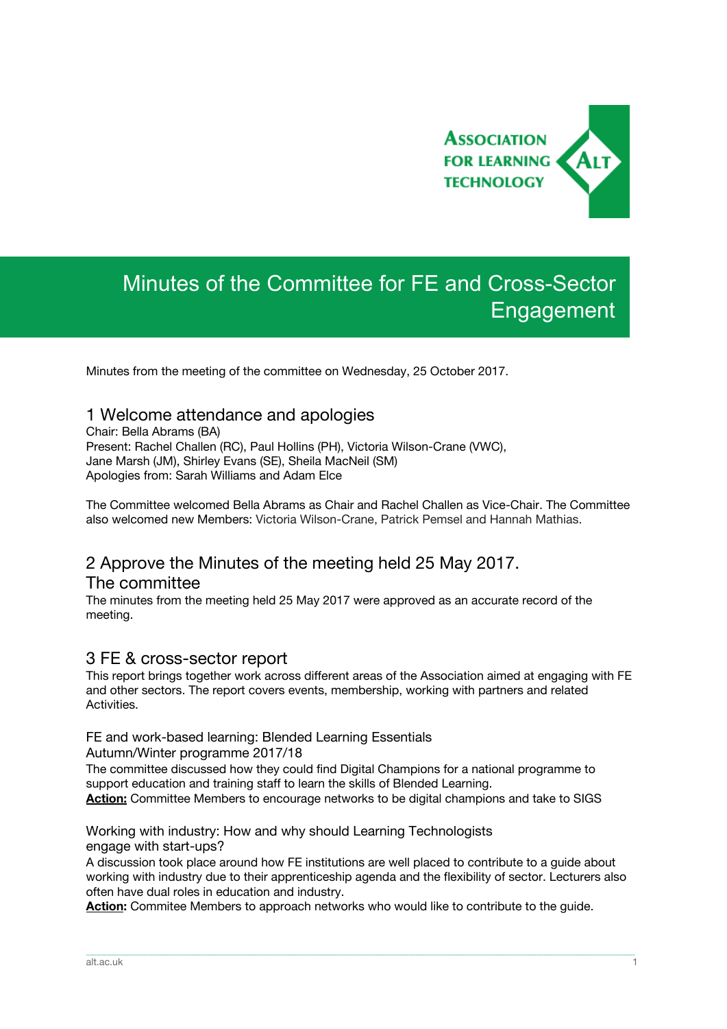# Minutes of the Committee for FE and Cross-Sector Engagement

Minutes from the meeting of the committee on Wednesday, 25 October 2017.

## 1 Welcome attendance and apologies

Chair: Bella Abrams (BA)
Present: Rachel Challen (RC), Paul Hollins (PH), Victoria Wilson-Crane (VWC), Jane Marsh (JM), Shirley Evans (SE), Sheila MacNeil (SM)
Apologies from: Sarah Williams and Adam Elce

The Committee welcomed Bella Abrams as Chair and Rachel Challen as Vice-Chair. The Committee also welcomed new Members: Victoria Wilson-Crane, Patrick Pemsel and Hannah Mathias.

## 2 Approve the Minutes of the meeting held 25 May 2017.

### The committee

The minutes from the meeting held 25 May 2017 were approved as an accurate record of the meeting.

## 3 FE & cross-sector report

This report brings together work across different areas of the Association aimed at engaging with FE and other sectors. The report covers events, membership, working with partners and related Activities.

### FE and work-based learning: Blended Learning Essentials Autumn/Winter programme 2017/18

The committee discussed how they could find Digital Champions for a national programme to support education and training staff to learn the skills of Blended Learning.

**Action:** Committee Members to encourage networks to be digital champions and take to SIGS

### Working with industry: How and why should Learning Technologists engage with start-ups?

A discussion took place around how FE institutions are well placed to contribute to a guide about working with industry due to their apprenticeship agenda and the flexibility of sector. Lecturers also often have dual roles in education and industry.

**Action:** Commitee Members to approach networks who would like to contribute to the guide.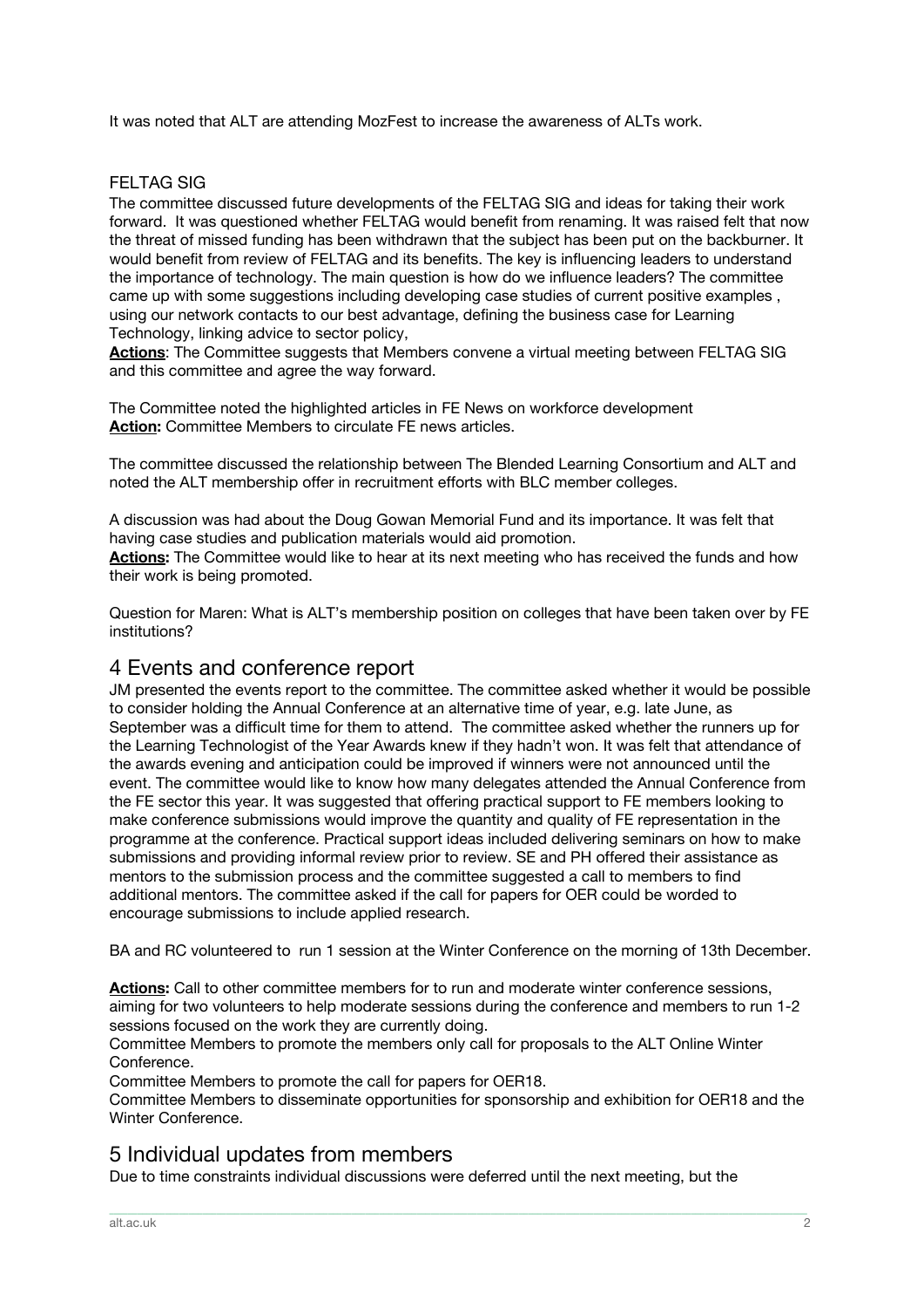It was noted that ALT are attending MozFest to increase the awareness of ALTs work.

FELTAG SIG

The committee discussed future developments of the FELTAG SIG and ideas for taking their work forward. It was questioned whether FELTAG would benefit from renaming. It was raised felt that now the threat of missed funding has been withdrawn that the subject has been put on the backburner. It would benefit from review of FELTAG and its benefits. The key is influencing leaders to understand the importance of technology. The main question is how do we influence leaders? The committee came up with some suggestions including developing case studies of current positive examples , using our network contacts to our best advantage, defining the business case for Learning Technology, linking advice to sector policy,

**Actions**: The Committee suggests that Members convene a virtual meeting between FELTAG SIG and this committee and agree the way forward.

The Committee noted the highlighted articles in FE News on workforce development
**Action:** Committee Members to circulate FE news articles.

The committee discussed the relationship between The Blended Learning Consortium and ALT and noted the ALT membership offer in recruitment efforts with BLC member colleges.

A discussion was had about the Doug Gowan Memorial Fund and its importance. It was felt that having case studies and publication materials would aid promotion.
**Actions:** The Committee would like to hear at its next meeting who has received the funds and how their work is being promoted.

Question for Maren: What is ALT's membership position on colleges that have been taken over by FE institutions?

## 4 Events and conference report

JM presented the events report to the committee. The committee asked whether it would be possible to consider holding the Annual Conference at an alternative time of year, e.g. late June, as September was a difficult time for them to attend. The committee asked whether the runners up for the Learning Technologist of the Year Awards knew if they hadn't won. It was felt that attendance of the awards evening and anticipation could be improved if winners were not announced until the event. The committee would like to know how many delegates attended the Annual Conference from the FE sector this year. It was suggested that offering practical support to FE members looking to make conference submissions would improve the quantity and quality of FE representation in the programme at the conference. Practical support ideas included delivering seminars on how to make submissions and providing informal review prior to review. SE and PH offered their assistance as mentors to the submission process and the committee suggested a call to members to find additional mentors. The committee asked if the call for papers for OER could be worded to encourage submissions to include applied research.

BA and RC volunteered to run 1 session at the Winter Conference on the morning of 13th December.

**Actions:** Call to other committee members for to run and moderate winter conference sessions, aiming for two volunteers to help moderate sessions during the conference and members to run 1-2 sessions focused on the work they are currently doing.
Committee Members to promote the members only call for proposals to the ALT Online Winter Conference.
Committee Members to promote the call for papers for OER18.
Committee Members to disseminate opportunities for sponsorship and exhibition for OER18 and the Winter Conference.

## 5 Individual updates from members

Due to time constraints individual discussions were deferred until the next meeting, but the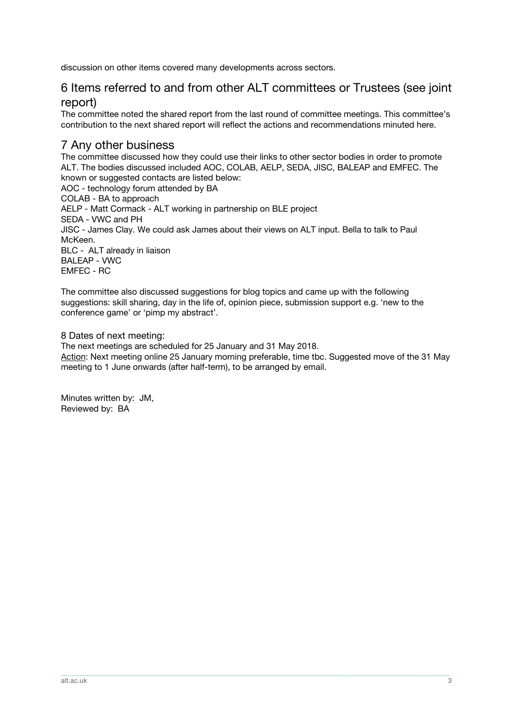discussion on other items covered many developments across sectors.

## 6 Items referred to and from other ALT committees or Trustees (see joint report)

The committee noted the shared report from the last round of committee meetings. This committee's contribution to the next shared report will reflect the actions and recommendations minuted here.

## 7 Any other business

The committee discussed how they could use their links to other sector bodies in order to promote ALT. The bodies discussed included AOC, COLAB, AELP, SEDA, JISC, BALEAP and EMFEC. The known or suggested contacts are listed below:

AOC - technology forum attended by BA
COLAB - BA to approach
AELP - Matt Cormack - ALT working in partnership on BLE project
SEDA - VWC and PH
JISC - James Clay. We could ask James about their views on ALT input. Bella to talk to Paul McKeen.
BLC - ALT already in liaison
BALEAP - VWC
EMFEC - RC

The committee also discussed suggestions for blog topics and came up with the following suggestions: skill sharing, day in the life of, opinion piece, submission support e.g. 'new to the conference game' or 'pimp my abstract'.

8 Dates of next meeting:

The next meetings are scheduled for 25 January and 31 May 2018.

Action: Next meeting online 25 January morning preferable, time tbc. Suggested move of the 31 May meeting to 1 June onwards (after half-term), to be arranged by email.

Minutes written by: JM,
Reviewed by: BA